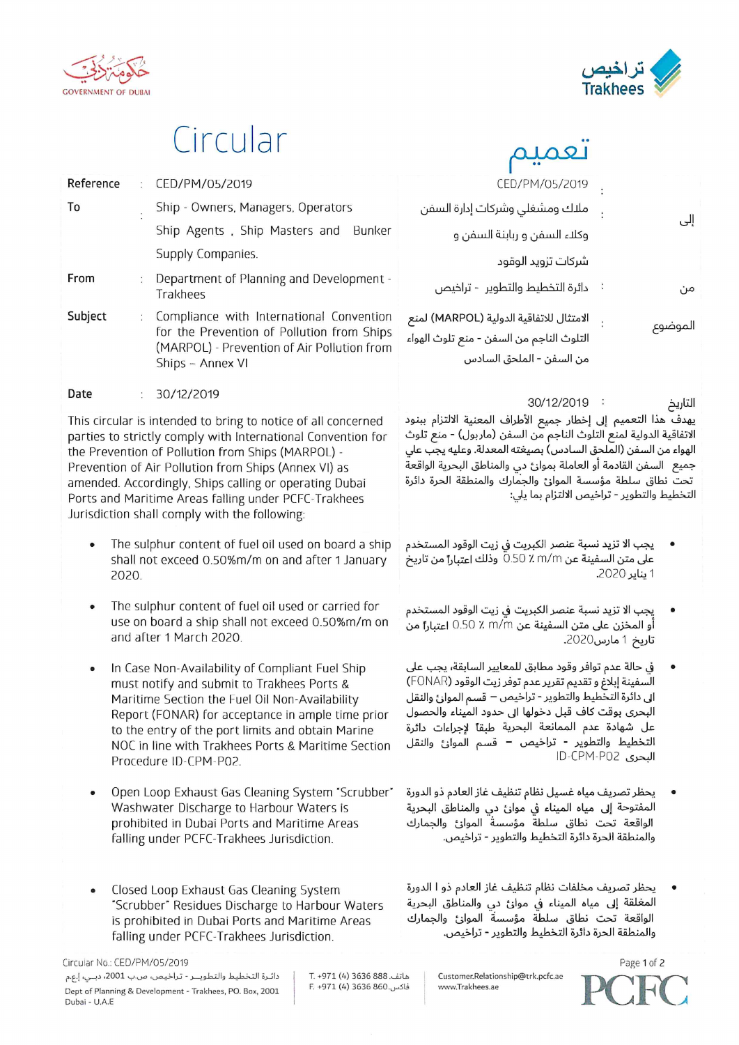حكومة دبي
GOVERNMENT OF DUBAI

تراخيص
Trakhees

# Circular

# تعميم

| | | |
|---|---|---|
| Reference | : | CED/PM/05/2019 |
| To | : | Ship - Owners, Managers, Operators<br>Ship Agents , Ship Masters and Bunker Supply Companies. |
| From | : | Department of Planning and Development - Trakhees |
| Subject | : | Compliance with International Convention for the Prevention of Pollution from Ships (MARPOL) - Prevention of Air Pollution from Ships – Annex VI |
| Date | : | 30/12/2019 |

This circular is intended to bring to notice of all concerned parties to strictly comply with International Convention for the Prevention of Pollution from Ships (MARPOL) - Prevention of Air Pollution from Ships (Annex VI) as amended. Accordingly, Ships calling or operating Dubai Ports and Maritime Areas falling under PCFC-Trakhees Jurisdiction shall comply with the following:

- The sulphur content of fuel oil used on board a ship shall not exceed 0.50%m/m on and after 1 January 2020.
- The sulphur content of fuel oil used or carried for use on board a ship shall not exceed 0.50%m/m on and after 1 March 2020.
- In Case Non-Availability of Compliant Fuel Ship must notify and submit to Trakhees Ports & Maritime Section the Fuel Oil Non-Availability Report (FONAR) for acceptance in ample time prior to the entry of the port limits and obtain Marine NOC in line with Trakhees Ports & Maritime Section Procedure ID-CPM-P02.
- Open Loop Exhaust Gas Cleaning System "Scrubber" Washwater Discharge to Harbour Waters is prohibited in Dubai Ports and Maritime Areas falling under PCFC-Trakhees Jurisdiction.
- Closed Loop Exhaust Gas Cleaning System "Scrubber" Residues Discharge to Harbour Waters is prohibited in Dubai Ports and Maritime Areas falling under PCFC-Trakhees Jurisdiction.

| | | |
|---|---|---|
| | : | CED/PM/05/2019 |
| إلى | : | ملاك ومشغلي وشركات إدارة السفن<br>وكلاء السفن و ربابنة السفن و<br>شركات تزويد الوقود |
| من | : | دائرة التخطيط والتطوير - تراخيص |
| الموضوع | : | الامتثال للاتفاقية الدولية (MARPOL) لمنع التلوث الناجم من السفن - منع تلوث الهواء من السفن - الملحق السادس |
| التاريخ | : | 30/12/2019 |

يهدف هذا التعميم إلى إخطار جميع الأطراف المعنية الالتزام ببنود الاتفاقية الدولية لمنع التلوث الناجم من السفن (ماربول) - منع تلوث الهواء من السفن (الملحق السادس) بصيغته المعدلة. وعليه يجب على جميع السفن القادمة أو العاملة بموانئ دبي والمناطق البحرية الواقعة تحت نطاق سلطة مؤسسة الموانئ والجمارك والمنطقة الحرة دائرة التخطيط والتطوير - تراخيص الالتزام بما يلي:

- يجب الا تزيد نسبة عنصر الكبريت في زيت الوقود المستخدم على متن السفينة عن 0.50 ٪ m/m وذلك اعتباراً من تاريخ 1 يناير 2020.
- يجب الا تزيد نسبة عنصر الكبريت في زيت الوقود المستخدم أو المخزن على متن السفينة عن 0.50 ٪ m/m اعتباراً من تاريخ 1 مارس 2020.
- في حالة عدم توافر وقود مطابق للمعايير السابقة، يجب على السفينة إبلاغ و تقديم تقرير عدم توفر زيت الوقود (FONAR) إلى دائرة التخطيط والتطوير - تراخيص – قسم الموانئ والنقل البحري بوقت كاف قبل دخولها إلى حدود الميناء والحصول على شهادة عدم الممانعة البحرية طبقاً لإجراءات دائرة التخطيط والتطوير - تراخيص – قسم الموانئ والنقل البحري ID-CPM-P02
- يحظر تصريف مياه غسيل نظام تنظيف غاز العادم ذو الدورة المفتوحة إلى مياه الميناء في موانئ دبي والمناطق البحرية الواقعة تحت نطاق سلطة مؤسسة الموانئ والجمارك والمنطقة الحرة دائرة التخطيط والتطوير - تراخيص.
- يحظر تصريف مخلفات نظام تنظيف غاز العادم ذو ا لدورة المغلقة إلى مياه الميناء في موانئ دبي والمناطق البحرية الواقعة تحت نطاق سلطة مؤسسة الموانئ والجمارك والمنطقة الحرة دائرة التخطيط والتطوير - تراخيص.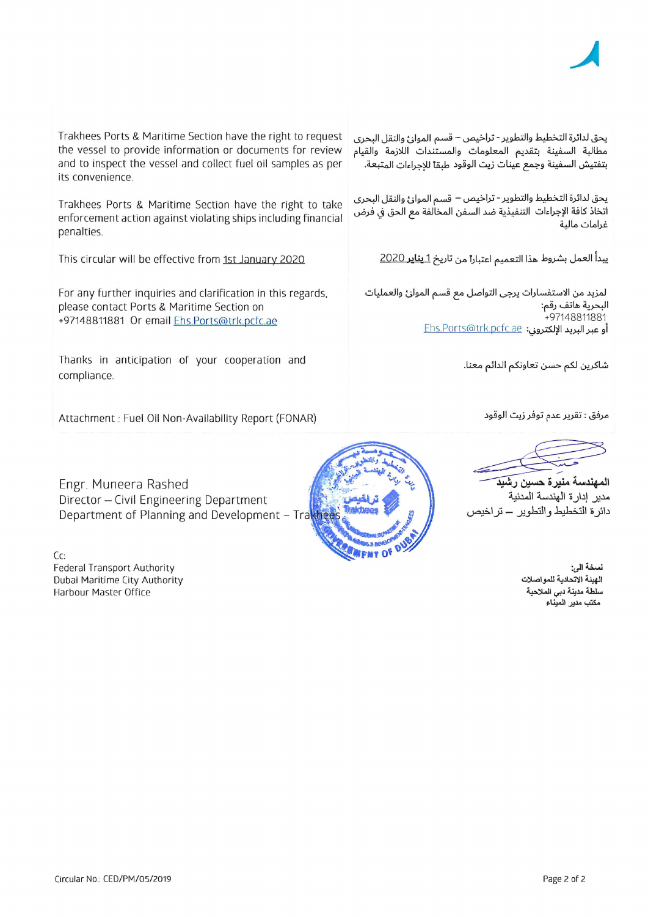Trakhees Ports & Maritime Section have the right to request the vessel to provide information or documents for review and to inspect the vessel and collect fuel oil samples as per its convenience.

يحق لدائرة التخطيط والتطوير - تراخيص – قسم الموانئ والنقل البحرى مطالبة السفينة بتقديم المعلومات والمستندات اللازمة والقيام بتفتيش السفينة وجمع عينات زيت الوقود طبقاً للإجراءات المتبعة.

Trakhees Ports & Maritime Section have the right to take enforcement action against violating ships including financial penalties.

يحق لدائرة التخطيط والتطوير - تراخيص – قسم الموانئ والنقل البحرى اتخاذ كافة الإجراءات التنفيذية ضد السفن المخالفة مع الحق في فرض غرامات مالية

This circular will be effective from 1st January 2020

يبدأ العمل بشروط هذا التعميم اعتباراً من تاريخ 1 يناير 2020

For any further inquiries and clarification in this regards, please contact Ports & Maritime Section on +97148811881 Or email Ehs.Ports@trk.pcfc.ae

لمزيد من الاستفسارات يرجى التواصل مع قسم الموانئ والعمليات البحرية هاتف رقم: +97148811881 أو عبر البريد الإلكتروني: Ehs.Ports@trk.pcfc.ae

Thanks in anticipation of your cooperation and compliance.

شاكرين لكم حسن تعاونكم الدائم معنا.

Attachment : Fuel Oil Non-Availability Report (FONAR)

مرفق : تقرير عدم توفر زيت الوقود

Engr. Muneera Rashed
Director – Civil Engineering Department
Department of Planning and Development – Trakhees

المهندسة منيرة حسين رشيد
مدير إدارة الهندسة المدنية
دائرة التخطيط والتطوير – تراخيص

Cc:
Federal Transport Authority
Dubai Maritime City Authority
Harbour Master Office

نسخة الى:
الهيئة الاتحادية للمواصلات
سلطة مدينة دبي الملاحية
مكتب مدير الميناء

Circular No.: CED/PM/05/2019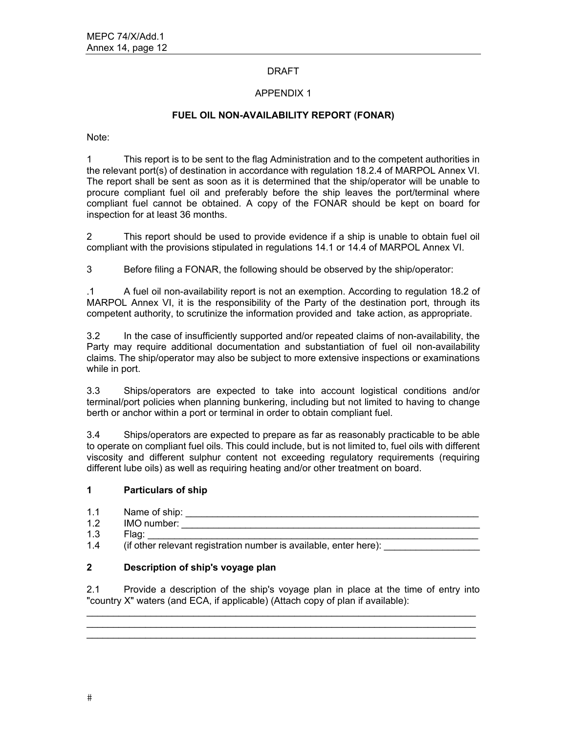DRAFT

APPENDIX 1

**FUEL OIL NON-AVAILABILITY REPORT (FONAR)**

Note:

1 This report is to be sent to the flag Administration and to the competent authorities in the relevant port(s) of destination in accordance with regulation 18.2.4 of MARPOL Annex VI. The report shall be sent as soon as it is determined that the ship/operator will be unable to procure compliant fuel oil and preferably before the ship leaves the port/terminal where compliant fuel cannot be obtained. A copy of the FONAR should be kept on board for inspection for at least 36 months.

2 This report should be used to provide evidence if a ship is unable to obtain fuel oil compliant with the provisions stipulated in regulations 14.1 or 14.4 of MARPOL Annex VI.

3 Before filing a FONAR, the following should be observed by the ship/operator:

.1 A fuel oil non-availability report is not an exemption. According to regulation 18.2 of MARPOL Annex VI, it is the responsibility of the Party of the destination port, through its competent authority, to scrutinize the information provided and take action, as appropriate.

3.2 In the case of insufficiently supported and/or repeated claims of non-availability, the Party may require additional documentation and substantiation of fuel oil non-availability claims. The ship/operator may also be subject to more extensive inspections or examinations while in port.

3.3 Ships/operators are expected to take into account logistical conditions and/or terminal/port policies when planning bunkering, including but not limited to having to change berth or anchor within a port or terminal in order to obtain compliant fuel.

3.4 Ships/operators are expected to prepare as far as reasonably practicable to be able to operate on compliant fuel oils. This could include, but is not limited to, fuel oils with different viscosity and different sulphur content not exceeding regulatory requirements (requiring different lube oils) as well as requiring heating and/or other treatment on board.

## 1 Particulars of ship

1.1 Name of ship: ____________________________________________

1.2 IMO number: ____________________________________________

1.3 Flag: ____________________________________________

1.4 (if other relevant registration number is available, enter here): ________________

## 2 Description of ship's voyage plan

2.1 Provide a description of the ship's voyage plan in place at the time of entry into "country X" waters (and ECA, if applicable) (Attach copy of plan if available):

________________________________________________________________________

________________________________________________________________________

________________________________________________________________________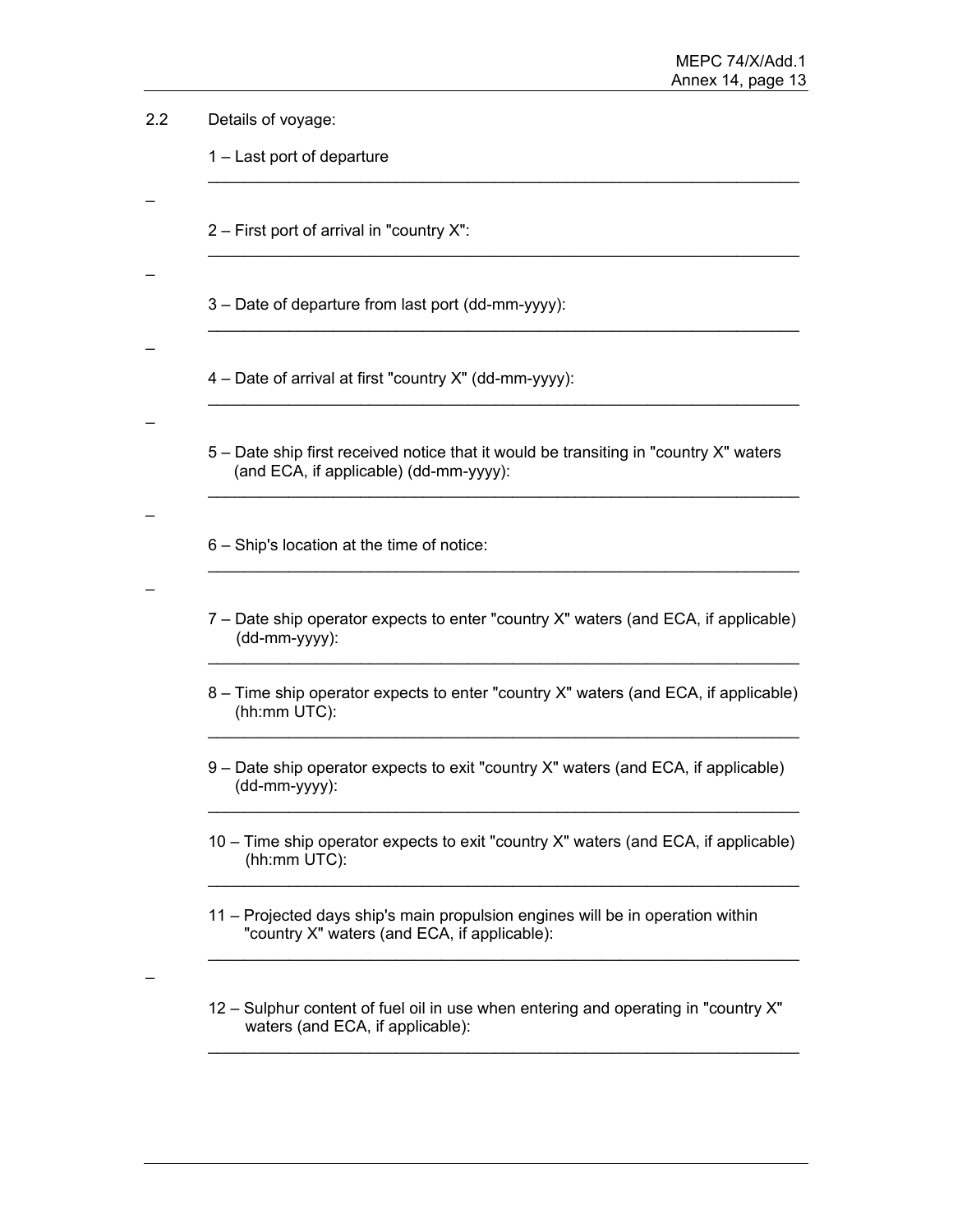2.2 Details of voyage:

1 – Last port of departure

______________________________________________________________

–

2 – First port of arrival in "country X":

______________________________________________________________

–

3 – Date of departure from last port (dd-mm-yyyy):

______________________________________________________________

–

4 – Date of arrival at first "country X" (dd-mm-yyyy):

______________________________________________________________

–

5 – Date ship first received notice that it would be transiting in "country X" waters (and ECA, if applicable) (dd-mm-yyyy):

______________________________________________________________

–

6 – Ship's location at the time of notice:

______________________________________________________________

–

7 – Date ship operator expects to enter "country X" waters (and ECA, if applicable) (dd-mm-yyyy):

______________________________________________________________

8 – Time ship operator expects to enter "country X" waters (and ECA, if applicable) (hh:mm UTC):

______________________________________________________________

9 – Date ship operator expects to exit "country X" waters (and ECA, if applicable) (dd-mm-yyyy):

______________________________________________________________

10 – Time ship operator expects to exit "country X" waters (and ECA, if applicable) (hh:mm UTC):

______________________________________________________________

11 – Projected days ship's main propulsion engines will be in operation within "country X" waters (and ECA, if applicable):

______________________________________________________________

–

12 – Sulphur content of fuel oil in use when entering and operating in "country X" waters (and ECA, if applicable):

______________________________________________________________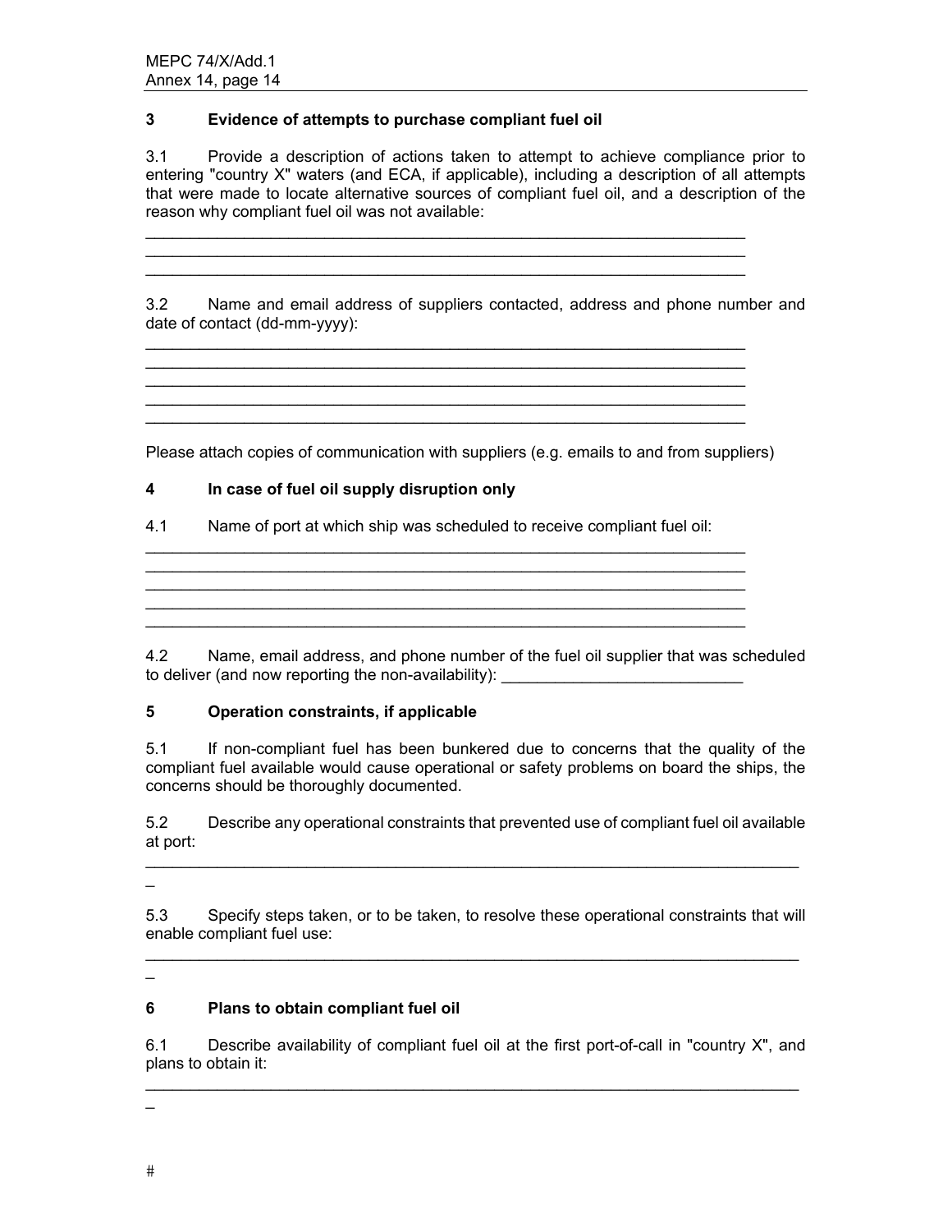### 3 Evidence of attempts to purchase compliant fuel oil

3.1 Provide a description of actions taken to attempt to achieve compliance prior to entering "country X" waters (and ECA, if applicable), including a description of all attempts that were made to locate alternative sources of compliant fuel oil, and a description of the reason why compliant fuel oil was not available:

______________________________________________________________________
______________________________________________________________________
______________________________________________________________________

3.2 Name and email address of suppliers contacted, address and phone number and date of contact (dd-mm-yyyy):

______________________________________________________________________
______________________________________________________________________
______________________________________________________________________
______________________________________________________________________
______________________________________________________________________

Please attach copies of communication with suppliers (e.g. emails to and from suppliers)

### 4 In case of fuel oil supply disruption only

4.1 Name of port at which ship was scheduled to receive compliant fuel oil:

______________________________________________________________________
______________________________________________________________________
______________________________________________________________________
______________________________________________________________________
______________________________________________________________________

4.2 Name, email address, and phone number of the fuel oil supplier that was scheduled to deliver (and now reporting the non-availability): ___________________________

### 5 Operation constraints, if applicable

5.1 If non-compliant fuel has been bunkered due to concerns that the quality of the compliant fuel available would cause operational or safety problems on board the ships, the concerns should be thoroughly documented.

5.2 Describe any operational constraints that prevented use of compliant fuel oil available at port:

_______________________________________________________________________________
_

5.3 Specify steps taken, or to be taken, to resolve these operational constraints that will enable compliant fuel use:

_______________________________________________________________________________
_

### 6 Plans to obtain compliant fuel oil

6.1 Describe availability of compliant fuel oil at the first port-of-call in "country X", and plans to obtain it:

_______________________________________________________________________________
_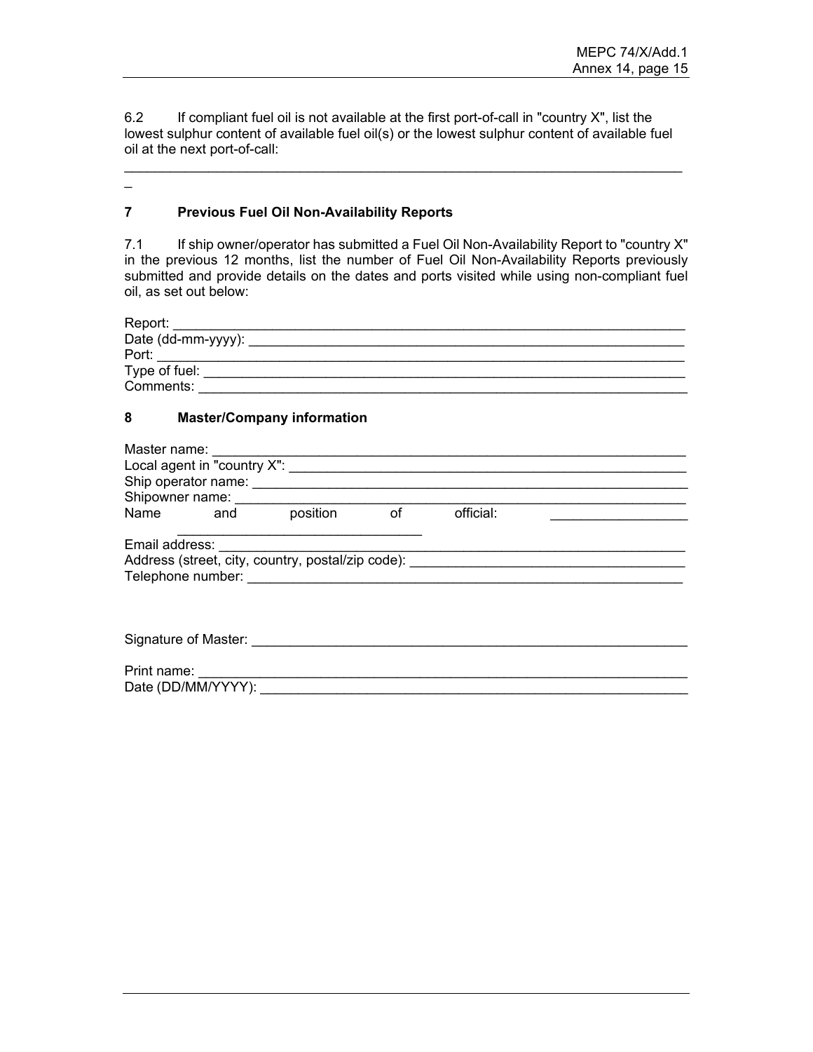6.2 If compliant fuel oil is not available at the first port-of-call in "country X", list the lowest sulphur content of available fuel oil(s) or the lowest sulphur content of available fuel oil at the next port-of-call:

\_\_\_\_\_\_\_\_\_\_\_\_\_\_\_\_\_\_\_\_\_\_\_\_\_\_\_\_\_\_\_\_\_\_\_\_\_\_\_\_\_\_\_\_\_\_\_\_\_\_\_\_\_\_\_\_\_\_\_\_\_\_\_\_\_\_\_\_\_\_\_\_\_\_\_\_\_

## 7 Previous Fuel Oil Non-Availability Reports

7.1 If ship owner/operator has submitted a Fuel Oil Non-Availability Report to "country X" in the previous 12 months, list the number of Fuel Oil Non-Availability Reports previously submitted and provide details on the dates and ports visited while using non-compliant fuel oil, as set out below:

Report: \_\_\_\_\_\_\_\_\_\_\_\_\_\_\_\_\_\_\_\_\_\_\_\_\_\_\_\_\_\_\_\_\_\_\_\_\_\_\_\_\_\_\_\_\_\_\_\_\_\_\_\_\_\_\_\_\_\_\_\_\_\_\_\_\_\_
Date (dd-mm-yyyy): \_\_\_\_\_\_\_\_\_\_\_\_\_\_\_\_\_\_\_\_\_\_\_\_\_\_\_\_\_\_\_\_\_\_\_\_\_\_\_\_\_\_\_\_\_\_\_\_\_\_\_\_\_\_\_\_\_
Port: \_\_\_\_\_\_\_\_\_\_\_\_\_\_\_\_\_\_\_\_\_\_\_\_\_\_\_\_\_\_\_\_\_\_\_\_\_\_\_\_\_\_\_\_\_\_\_\_\_\_\_\_\_\_\_\_\_\_\_\_\_\_\_\_\_\_\_\_\_
Type of fuel: \_\_\_\_\_\_\_\_\_\_\_\_\_\_\_\_\_\_\_\_\_\_\_\_\_\_\_\_\_\_\_\_\_\_\_\_\_\_\_\_\_\_\_\_\_\_\_\_\_\_\_\_\_\_\_\_\_\_\_\_\_\_\_\_
Comments: \_\_\_\_\_\_\_\_\_\_\_\_\_\_\_\_\_\_\_\_\_\_\_\_\_\_\_\_\_\_\_\_\_\_\_\_\_\_\_\_\_\_\_\_\_\_\_\_\_\_\_\_\_\_\_\_\_\_\_\_\_\_\_\_\_

## 8 Master/Company information

Master name: \_\_\_\_\_\_\_\_\_\_\_\_\_\_\_\_\_\_\_\_\_\_\_\_\_\_\_\_\_\_\_\_\_\_\_\_\_\_\_\_\_\_\_\_\_\_\_\_\_\_\_\_\_\_\_\_\_\_\_\_\_\_\_
Local agent in "country X": \_\_\_\_\_\_\_\_\_\_\_\_\_\_\_\_\_\_\_\_\_\_\_\_\_\_\_\_\_\_\_\_\_\_\_\_\_\_\_\_\_\_\_\_\_\_\_\_\_\_\_\_\_\_
Ship operator name: \_\_\_\_\_\_\_\_\_\_\_\_\_\_\_\_\_\_\_\_\_\_\_\_\_\_\_\_\_\_\_\_\_\_\_\_\_\_\_\_\_\_\_\_\_\_\_\_\_\_\_\_\_\_\_\_\_\_\_\_
Shipowner name: \_\_\_\_\_\_\_\_\_\_\_\_\_\_\_\_\_\_\_\_\_\_\_\_\_\_\_\_\_\_\_\_\_\_\_\_\_\_\_\_\_\_\_\_\_\_\_\_\_\_\_\_\_\_\_\_\_\_\_\_\_\_
Name and position of official: \_\_\_\_\_\_\_\_\_\_\_\_\_\_\_\_\_\_\_\_\_\_\_\_\_\_\_\_\_\_\_\_\_\_\_\_\_\_\_\_\_\_\_\_\_\_\_\_\_\_\_\_
Email address: \_\_\_\_\_\_\_\_\_\_\_\_\_\_\_\_\_\_\_\_\_\_\_\_\_\_\_\_\_\_\_\_\_\_\_\_\_\_\_\_\_\_\_\_\_\_\_\_\_\_\_\_\_\_\_\_\_\_\_\_\_\_\_
Address (street, city, country, postal/zip code): \_\_\_\_\_\_\_\_\_\_\_\_\_\_\_\_\_\_\_\_\_\_\_\_\_\_\_\_\_\_\_\_\_\_\_\_\_\_
Telephone number: \_\_\_\_\_\_\_\_\_\_\_\_\_\_\_\_\_\_\_\_\_\_\_\_\_\_\_\_\_\_\_\_\_\_\_\_\_\_\_\_\_\_\_\_\_\_\_\_\_\_\_\_\_\_\_\_\_\_\_\_

Signature of Master: \_\_\_\_\_\_\_\_\_\_\_\_\_\_\_\_\_\_\_\_\_\_\_\_\_\_\_\_\_\_\_\_\_\_\_\_\_\_\_\_\_\_\_\_\_\_\_\_\_\_\_\_\_\_\_\_\_\_\_

Print name: \_\_\_\_\_\_\_\_\_\_\_\_\_\_\_\_\_\_\_\_\_\_\_\_\_\_\_\_\_\_\_\_\_\_\_\_\_\_\_\_\_\_\_\_\_\_\_\_\_\_\_\_\_\_\_\_\_\_\_\_\_\_\_\_\_
Date (DD/MM/YYYY): \_\_\_\_\_\_\_\_\_\_\_\_\_\_\_\_\_\_\_\_\_\_\_\_\_\_\_\_\_\_\_\_\_\_\_\_\_\_\_\_\_\_\_\_\_\_\_\_\_\_\_\_\_\_\_\_\_\_